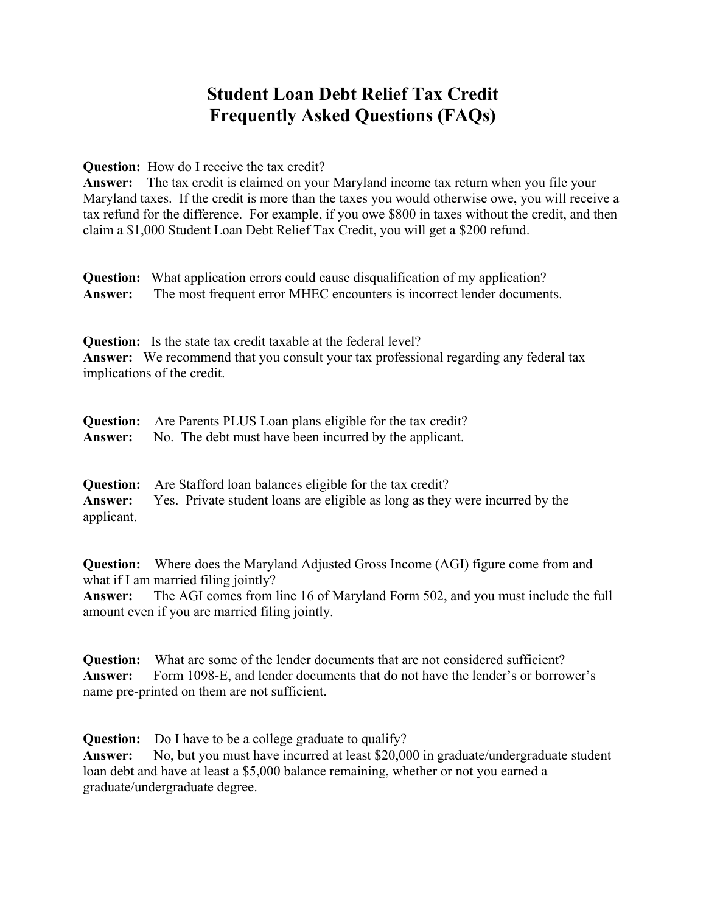# Student Loan Debt Relief Tax Credit
# Frequently Asked Questions (FAQs)

**Question:** How do I receive the tax credit?
**Answer:** The tax credit is claimed on your Maryland income tax return when you file your Maryland taxes. If the credit is more than the taxes you would otherwise owe, you will receive a tax refund for the difference. For example, if you owe $800 in taxes without the credit, and then claim a $1,000 Student Loan Debt Relief Tax Credit, you will get a $200 refund.

**Question:** What application errors could cause disqualification of my application?
**Answer:** The most frequent error MHEC encounters is incorrect lender documents.

**Question:** Is the state tax credit taxable at the federal level?
**Answer:** We recommend that you consult your tax professional regarding any federal tax implications of the credit.

**Question:** Are Parents PLUS Loan plans eligible for the tax credit?
**Answer:** No. The debt must have been incurred by the applicant.

**Question:** Are Stafford loan balances eligible for the tax credit?
**Answer:** Yes. Private student loans are eligible as long as they were incurred by the applicant.

**Question:** Where does the Maryland Adjusted Gross Income (AGI) figure come from and what if I am married filing jointly?
**Answer:** The AGI comes from line 16 of Maryland Form 502, and you must include the full amount even if you are married filing jointly.

**Question:** What are some of the lender documents that are not considered sufficient?
**Answer:** Form 1098-E, and lender documents that do not have the lender's or borrower's name pre-printed on them are not sufficient.

**Question:** Do I have to be a college graduate to qualify?
**Answer:** No, but you must have incurred at least $20,000 in graduate/undergraduate student loan debt and have at least a $5,000 balance remaining, whether or not you earned a graduate/undergraduate degree.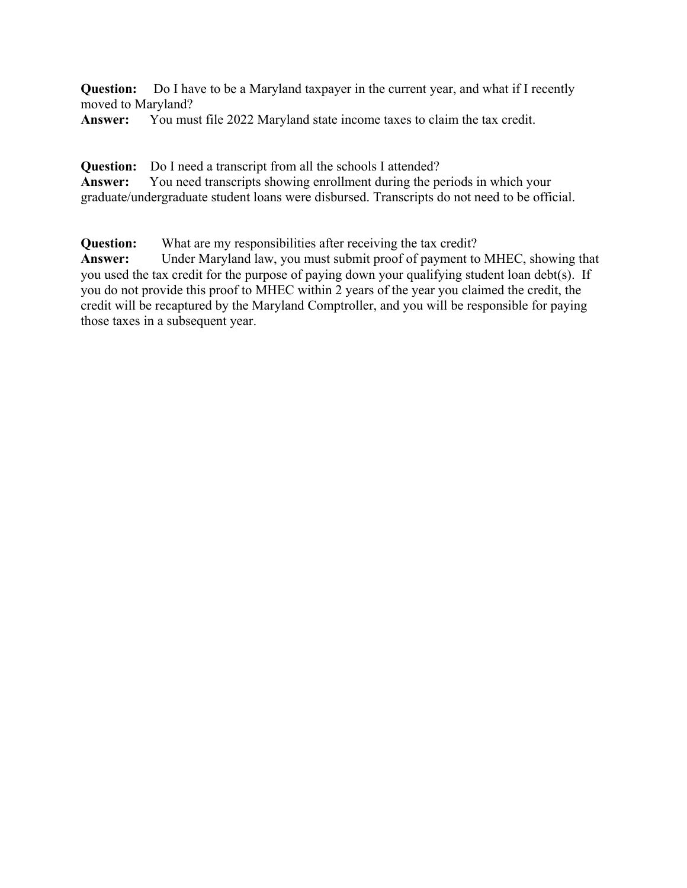**Question:** Do I have to be a Maryland taxpayer in the current year, and what if I recently moved to Maryland?
**Answer:** You must file 2022 Maryland state income taxes to claim the tax credit.

**Question:** Do I need a transcript from all the schools I attended?
**Answer:** You need transcripts showing enrollment during the periods in which your graduate/undergraduate student loans were disbursed. Transcripts do not need to be official.

**Question:** What are my responsibilities after receiving the tax credit?
**Answer:** Under Maryland law, you must submit proof of payment to MHEC, showing that you used the tax credit for the purpose of paying down your qualifying student loan debt(s). If you do not provide this proof to MHEC within 2 years of the year you claimed the credit, the credit will be recaptured by the Maryland Comptroller, and you will be responsible for paying those taxes in a subsequent year.